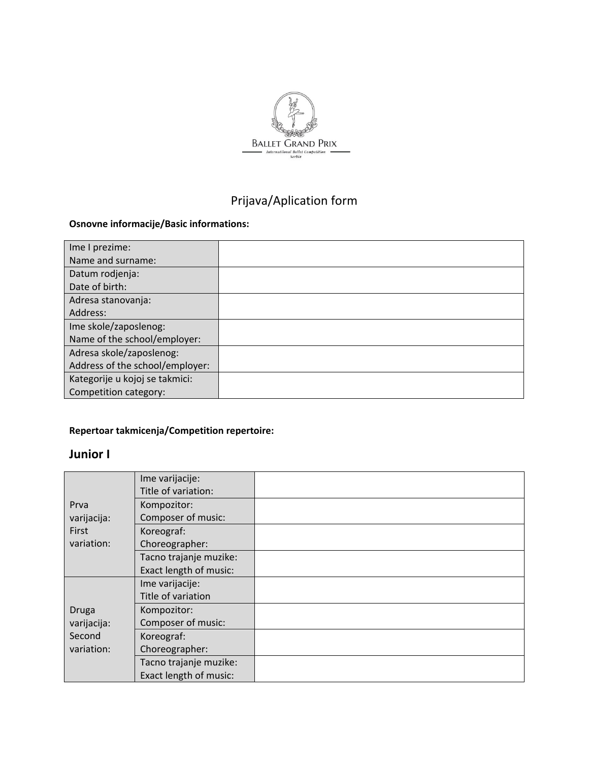BALLET GRAND PRIX

International Ballet Competition

Serbia

# Prijava/Aplication form

**Osnovne informacije/Basic informations:**

| | |
|---|---|
| Ime I prezime:<br>Name and surname: | |
| Datum rodjenja:<br>Date of birth: | |
| Adresa stanovanja:<br>Address: | |
| Ime skole/zaposlenog:<br>Name of the school/employer: | |
| Adresa skole/zaposlenog:<br>Address of the school/employer: | |
| Kategorije u kojoj se takmici:<br>Competition category: | |

**Repertoar takmicenja/Competition repertoire:**

## Junior I

| | | |
|---|---|---|
| Prva varijacija:<br>First variation: | Ime varijacije:<br>Title of variation: | |
| | Kompozitor:<br>Composer of music: | |
| | Koreograf:<br>Choreographer: | |
| | Tacno trajanje muzike:<br>Exact length of music: | |
| Druga varijacija:<br>Second variation: | Ime varijacije:<br>Title of variation | |
| | Kompozitor:<br>Composer of music: | |
| | Koreograf:<br>Choreographer: | |
| | Tacno trajanje muzike:<br>Exact length of music: | |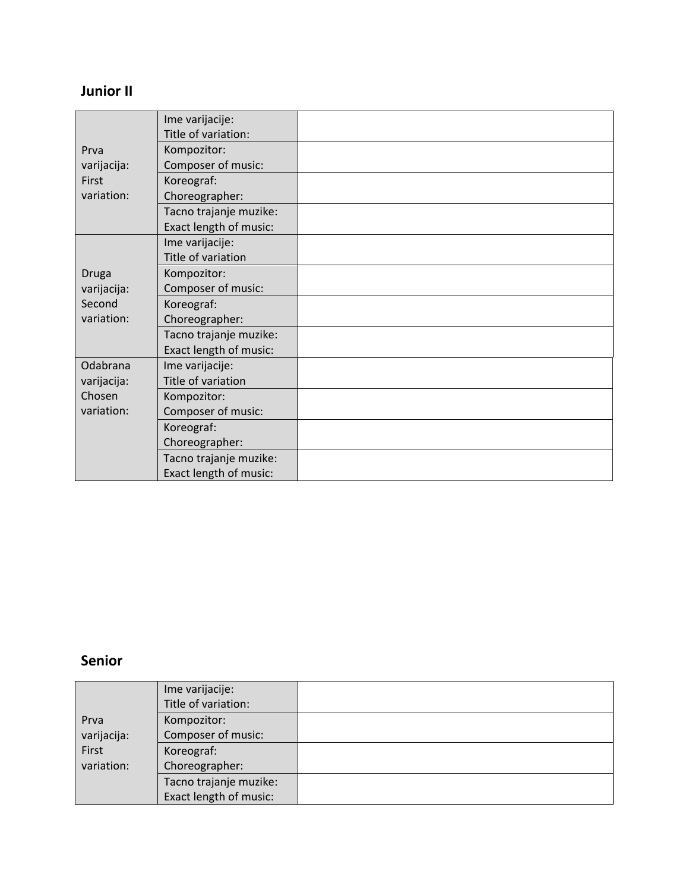## Junior II

| | | |
|---|---|---|
| Prva varijacija: First variation: | Ime varijacije: Title of variation: | |
| | Kompozitor: Composer of music: | |
| | Koreograf: Choreographer: | |
| | Tacno trajanje muzike: Exact length of music: | |
| Druga varijacija: Second variation: | Ime varijacije: Title of variation | |
| | Kompozitor: Composer of music: | |
| | Koreograf: Choreographer: | |
| | Tacno trajanje muzike: Exact length of music: | |
| Odabrana varijacija: Chosen variation: | Ime varijacije: Title of variation | |
| | Kompozitor: Composer of music: | |
| | Koreograf: Choreographer: | |
| | Tacno trajanje muzike: Exact length of music: | |

## Senior

| | | |
|---|---|---|
| Prva varijacija: First variation: | Ime varijacije: Title of variation: | |
| | Kompozitor: Composer of music: | |
| | Koreograf: Choreographer: | |
| | Tacno trajanje muzike: Exact length of music: | |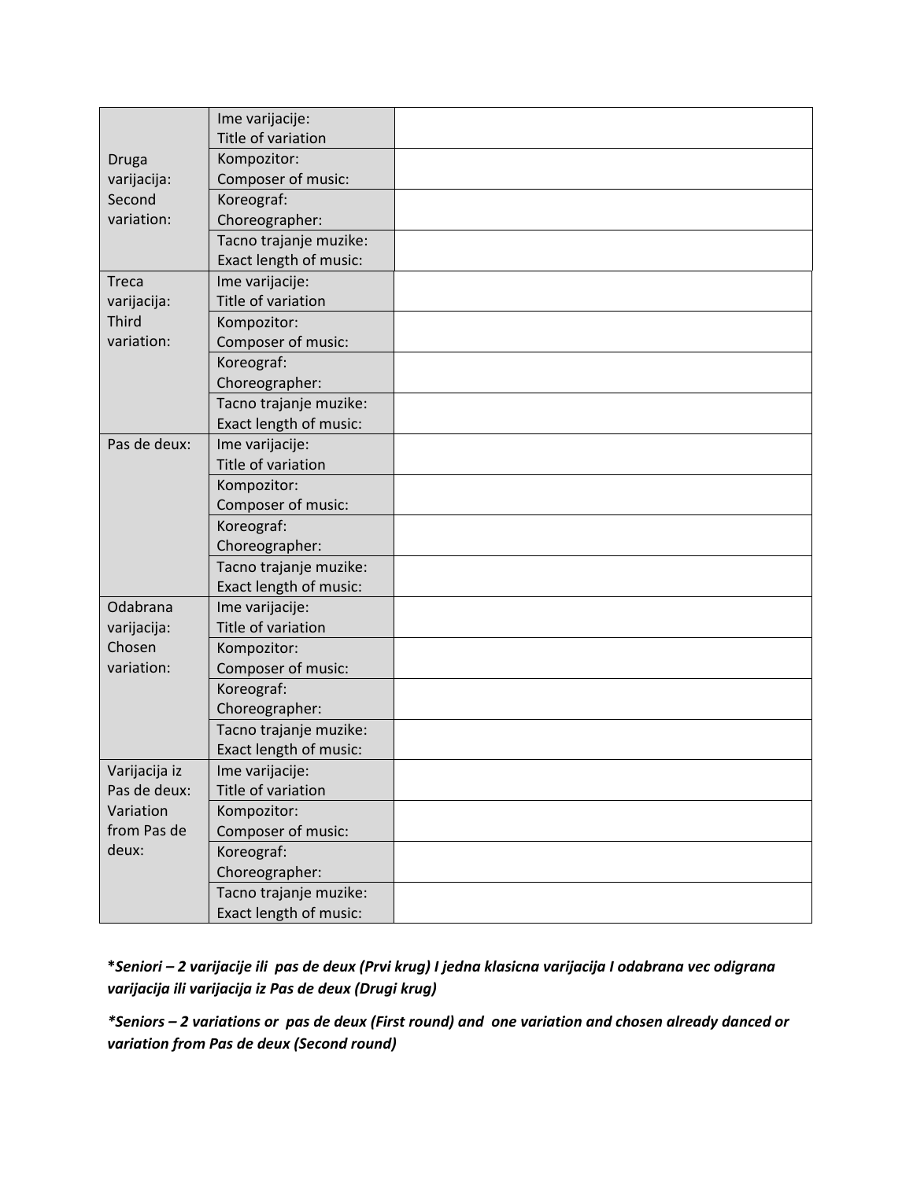| | | |
|---|---|---|
| Druga varijacija: Second variation: | Ime varijacije: Title of variation | |
| | Kompozitor: Composer of music: | |
| | Koreograf: Choreographer: | |
| | Tacno trajanje muzike: Exact length of music: | |
| Treca varijacija: Third variation: | Ime varijacije: Title of variation | |
| | Kompozitor: Composer of music: | |
| | Koreograf: Choreographer: | |
| | Tacno trajanje muzike: Exact length of music: | |
| Pas de deux: | Ime varijacije: Title of variation | |
| | Kompozitor: Composer of music: | |
| | Koreograf: Choreographer: | |
| | Tacno trajanje muzike: Exact length of music: | |
| Odabrana varijacija: Chosen variation: | Ime varijacije: Title of variation | |
| | Kompozitor: Composer of music: | |
| | Koreograf: Choreographer: | |
| | Tacno trajanje muzike: Exact length of music: | |
| Varijacija iz Pas de deux: Variation from Pas de deux: | Ime varijacije: Title of variation | |
| | Kompozitor: Composer of music: | |
| | Koreograf: Choreographer: | |
| | Tacno trajanje muzike: Exact length of music: | |

***Seniori – 2 varijacije ili pas de deux (Prvi krug) I jedna klasicna varijacija I odabrana vec odigrana varijacija ili varijacija iz Pas de deux (Drugi krug)***

***Seniors – 2 variations or pas de deux (First round) and one variation and chosen already danced or variation from Pas de deux (Second round)***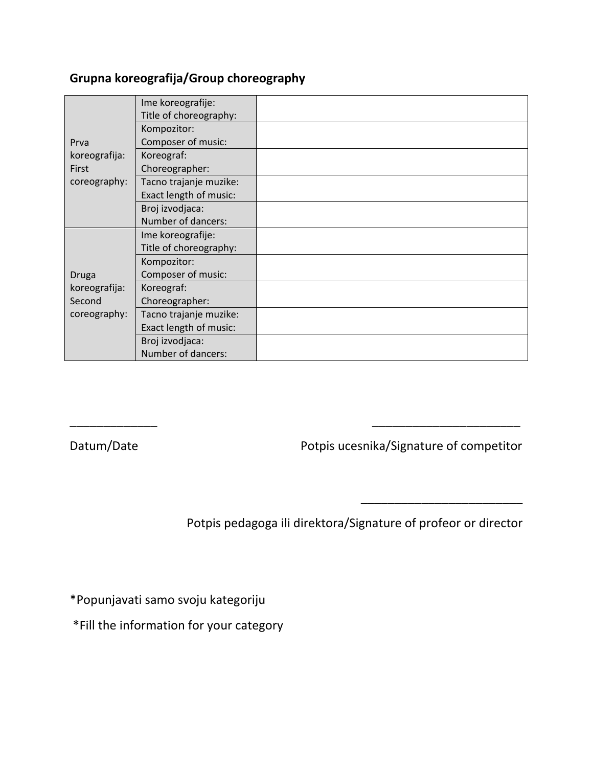## Grupna koreografija/Group choreography

| | | |
|---|---|---|
| Prva koreografija: First coreography: | Ime koreografije: Title of choreography: | |
| | Kompozitor: Composer of music: | |
| | Koreograf: Choreographer: | |
| | Tacno trajanje muzike: Exact length of music: | |
| | Broj izvodjaca: Number of dancers: | |
| Druga koreografija: Second coreography: | Ime koreografije: Title of choreography: | |
| | Kompozitor: Composer of music: | |
| | Koreograf: Choreographer: | |
| | Tacno trajanje muzike: Exact length of music: | |
| | Broj izvodjaca: Number of dancers: | |

______________ ________________________

Datum/Date Potpis ucesnika/Signature of competitor

_________________________

Potpis pedagoga ili direktora/Signature of profeor or director

*Popunjavati samo svoju kategoriju

*Fill the information for your category